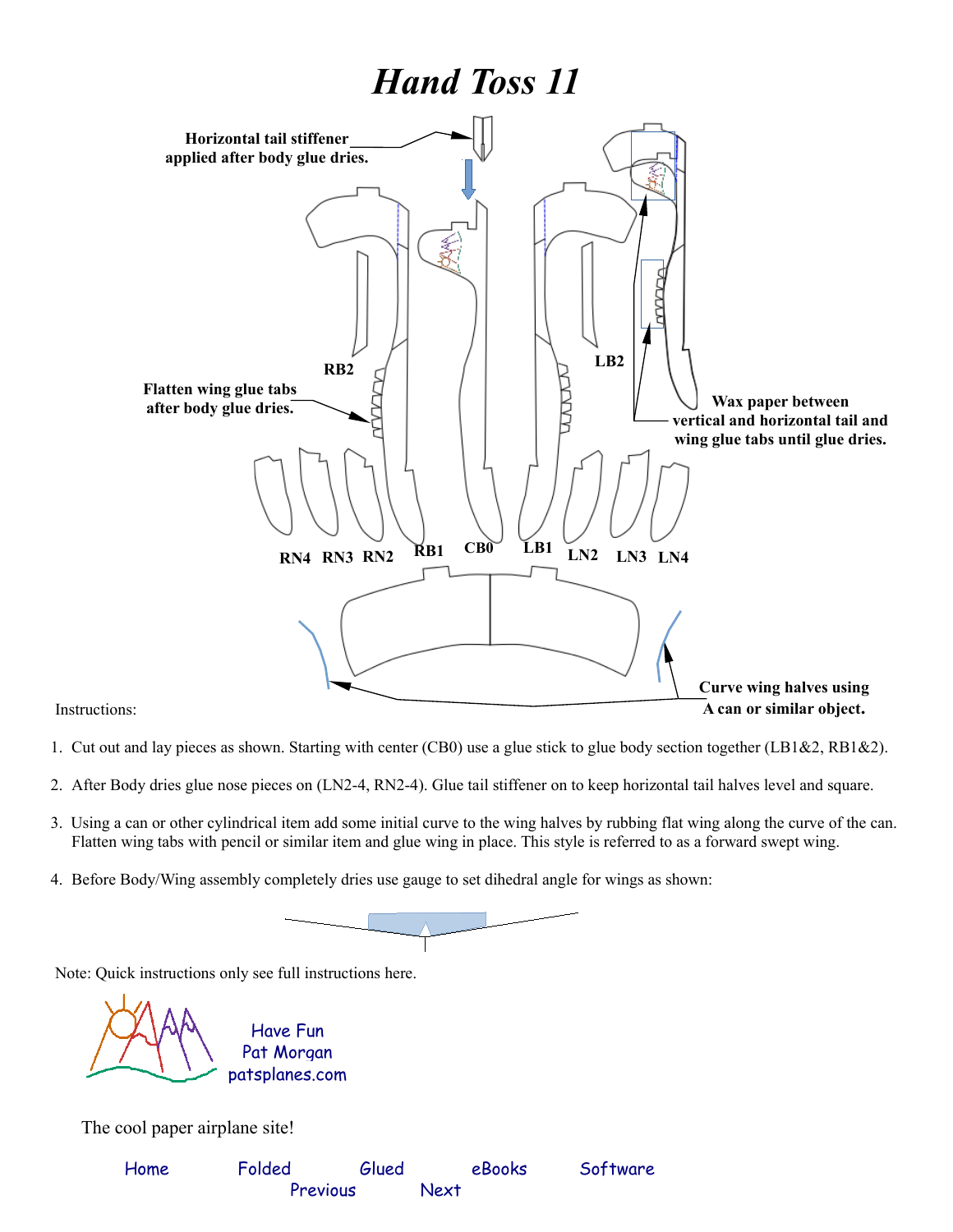# *Hand Toss 11*

Horizontal tail stiffener applied after body glue dries.

RB2

LB2

Flatten wing glue tabs after body glue dries.

Wax paper between vertical and horizontal tail and wing glue tabs until glue dries.

RN4 RN3 RN2 RB1 CB0 LB1 LN2 LN3 LN4

Curve wing halves using A can or similar object.

Instructions:

1. Cut out and lay pieces as shown. Starting with center (CB0) use a glue stick to glue body section together (LB1&2, RB1&2).
2. After Body dries glue nose pieces on (LN2-4, RN2-4). Glue tail stiffener on to keep horizontal tail halves level and square.
3. Using a can or other cylindrical item add some initial curve to the wing halves by rubbing flat wing along the curve of the can. Flatten wing tabs with pencil or similar item and glue wing in place. This style is referred to as a forward swept wing.
4. Before Body/Wing assembly completely dries use gauge to set dihedral angle for wings as shown:

Note: Quick instructions only see full instructions here.

Have Fun
Pat Morgan
patsplanes.com

The cool paper airplane site!

Home Folded Glued eBooks Software
Previous Next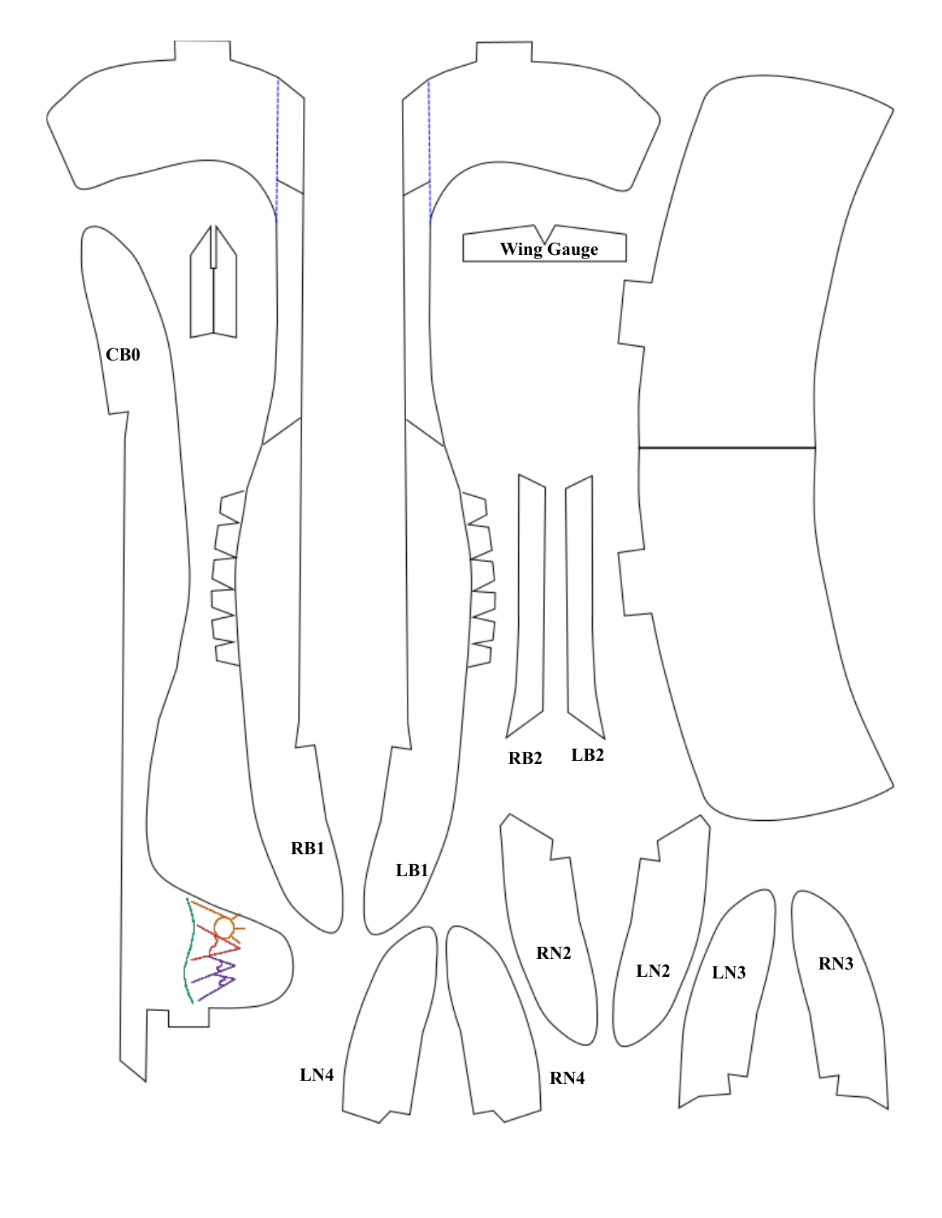CB0

Wing Gauge

RB1

LB1

RB2

LB2

RN2

LN2

LN3

RN3

LN4

RN4